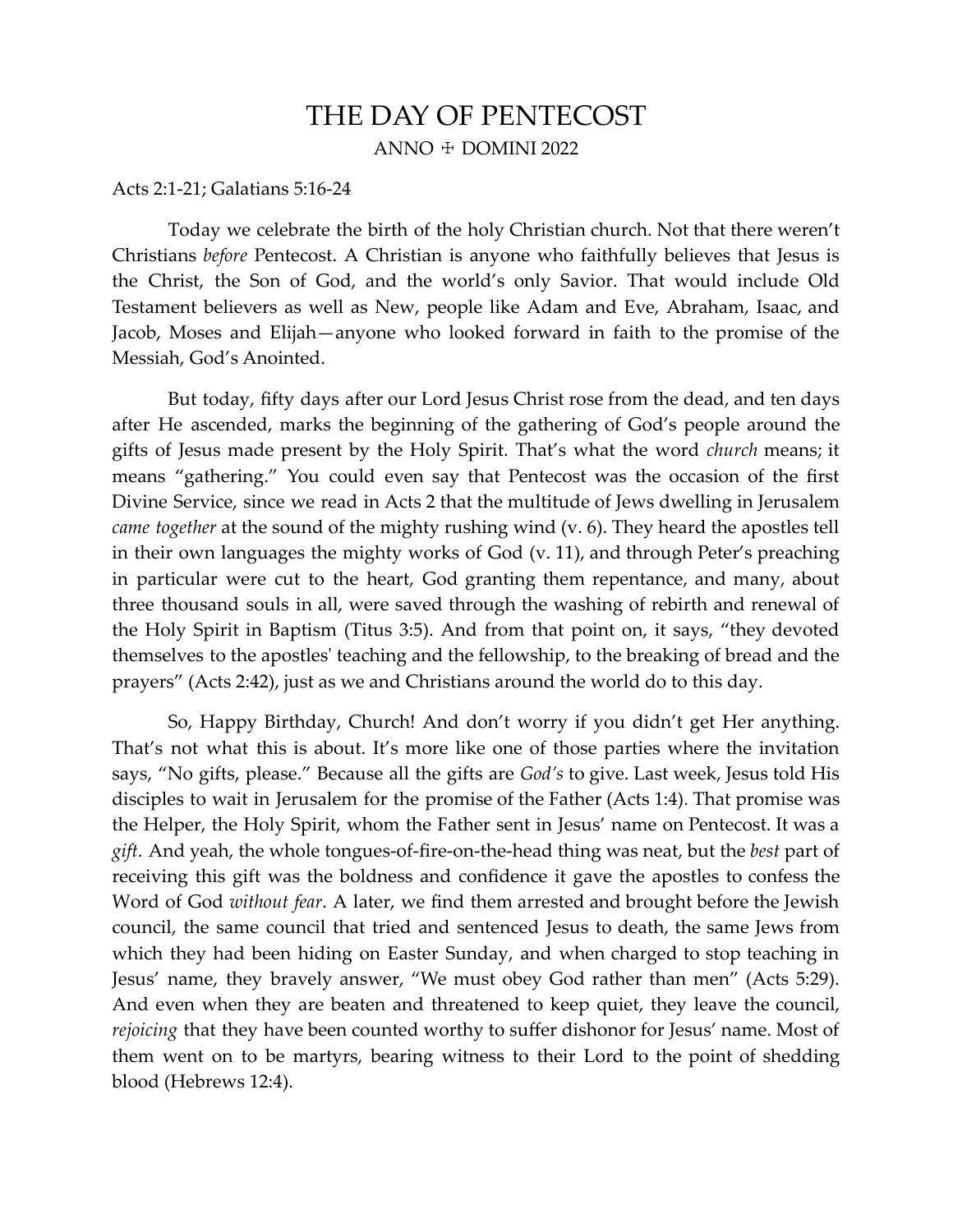# THE DAY OF PENTECOST

ANNO ☩ DOMINI 2022

Acts 2:1-21; Galatians 5:16-24

Today we celebrate the birth of the holy Christian church. Not that there weren't Christians *before* Pentecost. A Christian is anyone who faithfully believes that Jesus is the Christ, the Son of God, and the world's only Savior. That would include Old Testament believers as well as New, people like Adam and Eve, Abraham, Isaac, and Jacob, Moses and Elijah—anyone who looked forward in faith to the promise of the Messiah, God's Anointed.

But today, fifty days after our Lord Jesus Christ rose from the dead, and ten days after He ascended, marks the beginning of the gathering of God's people around the gifts of Jesus made present by the Holy Spirit. That's what the word *church* means; it means "gathering." You could even say that Pentecost was the occasion of the first Divine Service, since we read in Acts 2 that the multitude of Jews dwelling in Jerusalem *came together* at the sound of the mighty rushing wind (v. 6). They heard the apostles tell in their own languages the mighty works of God (v. 11), and through Peter's preaching in particular were cut to the heart, God granting them repentance, and many, about three thousand souls in all, were saved through the washing of rebirth and renewal of the Holy Spirit in Baptism (Titus 3:5). And from that point on, it says, "they devoted themselves to the apostles' teaching and the fellowship, to the breaking of bread and the prayers" (Acts 2:42), just as we and Christians around the world do to this day.

So, Happy Birthday, Church! And don't worry if you didn't get Her anything. That's not what this is about. It's more like one of those parties where the invitation says, "No gifts, please." Because all the gifts are *God's* to give. Last week, Jesus told His disciples to wait in Jerusalem for the promise of the Father (Acts 1:4). That promise was the Helper, the Holy Spirit, whom the Father sent in Jesus' name on Pentecost. It was a *gift*. And yeah, the whole tongues-of-fire-on-the-head thing was neat, but the *best* part of receiving this gift was the boldness and confidence it gave the apostles to confess the Word of God *without fear*. A later, we find them arrested and brought before the Jewish council, the same council that tried and sentenced Jesus to death, the same Jews from which they had been hiding on Easter Sunday, and when charged to stop teaching in Jesus' name, they bravely answer, "We must obey God rather than men" (Acts 5:29). And even when they are beaten and threatened to keep quiet, they leave the council, *rejoicing* that they have been counted worthy to suffer dishonor for Jesus' name. Most of them went on to be martyrs, bearing witness to their Lord to the point of shedding blood (Hebrews 12:4).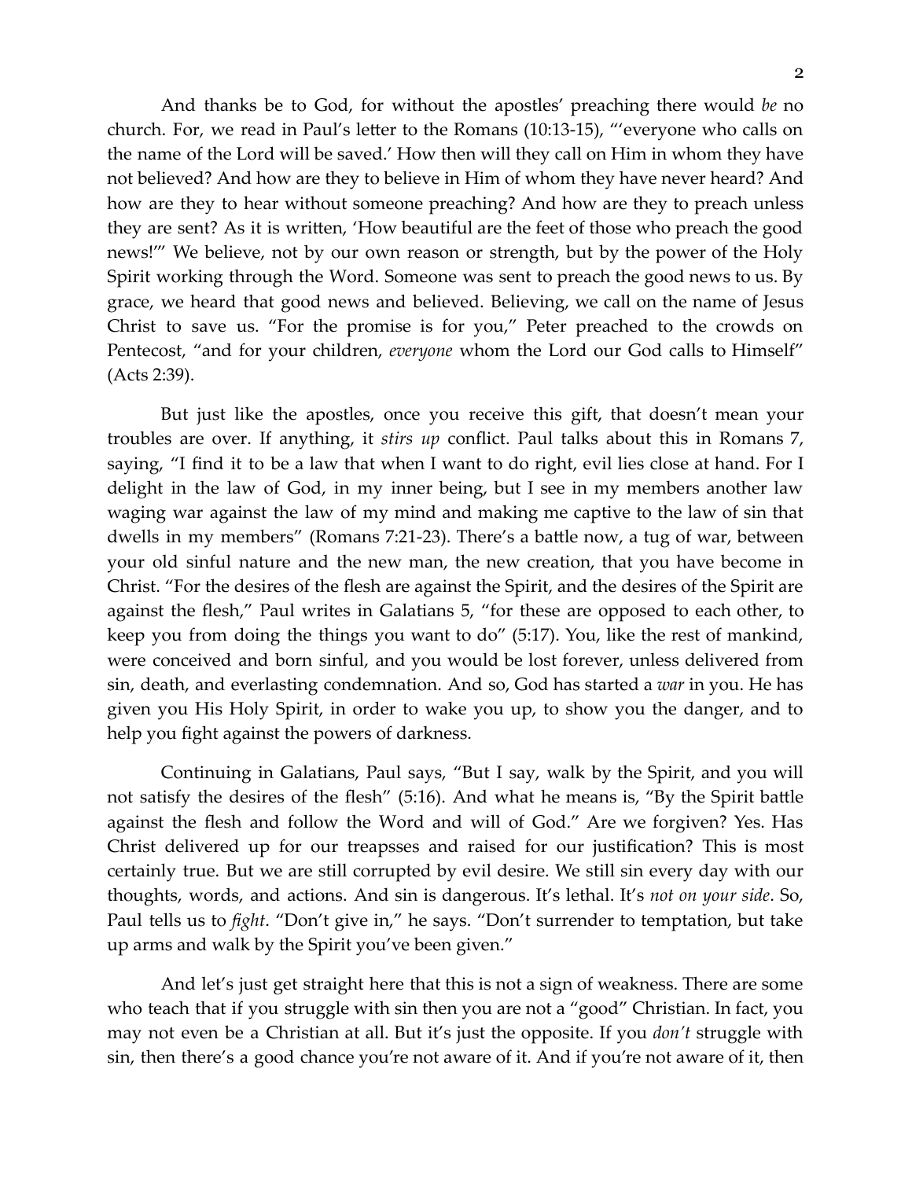And thanks be to God, for without the apostles' preaching there would *be* no church. For, we read in Paul's letter to the Romans (10:13-15), "'everyone who calls on the name of the Lord will be saved.' How then will they call on Him in whom they have not believed? And how are they to believe in Him of whom they have never heard? And how are they to hear without someone preaching? And how are they to preach unless they are sent? As it is written, 'How beautiful are the feet of those who preach the good news!'" We believe, not by our own reason or strength, but by the power of the Holy Spirit working through the Word. Someone was sent to preach the good news to us. By grace, we heard that good news and believed. Believing, we call on the name of Jesus Christ to save us. "For the promise is for you," Peter preached to the crowds on Pentecost, "and for your children, *everyone* whom the Lord our God calls to Himself" (Acts 2:39).

But just like the apostles, once you receive this gift, that doesn't mean your troubles are over. If anything, it *stirs up* conflict. Paul talks about this in Romans 7, saying, "I find it to be a law that when I want to do right, evil lies close at hand. For I delight in the law of God, in my inner being, but I see in my members another law waging war against the law of my mind and making me captive to the law of sin that dwells in my members" (Romans 7:21-23). There's a battle now, a tug of war, between your old sinful nature and the new man, the new creation, that you have become in Christ. "For the desires of the flesh are against the Spirit, and the desires of the Spirit are against the flesh," Paul writes in Galatians 5, "for these are opposed to each other, to keep you from doing the things you want to do" (5:17). You, like the rest of mankind, were conceived and born sinful, and you would be lost forever, unless delivered from sin, death, and everlasting condemnation. And so, God has started a *war* in you. He has given you His Holy Spirit, in order to wake you up, to show you the danger, and to help you fight against the powers of darkness.

Continuing in Galatians, Paul says, "But I say, walk by the Spirit, and you will not satisfy the desires of the flesh" (5:16). And what he means is, "By the Spirit battle against the flesh and follow the Word and will of God." Are we forgiven? Yes. Has Christ delivered up for our treapsses and raised for our justification? This is most certainly true. But we are still corrupted by evil desire. We still sin every day with our thoughts, words, and actions. And sin is dangerous. It's lethal. It's *not on your side*. So, Paul tells us to *fight*. "Don't give in," he says. "Don't surrender to temptation, but take up arms and walk by the Spirit you've been given."

And let's just get straight here that this is not a sign of weakness. There are some who teach that if you struggle with sin then you are not a "good" Christian. In fact, you may not even be a Christian at all. But it's just the opposite. If you *don't* struggle with sin, then there's a good chance you're not aware of it. And if you're not aware of it, then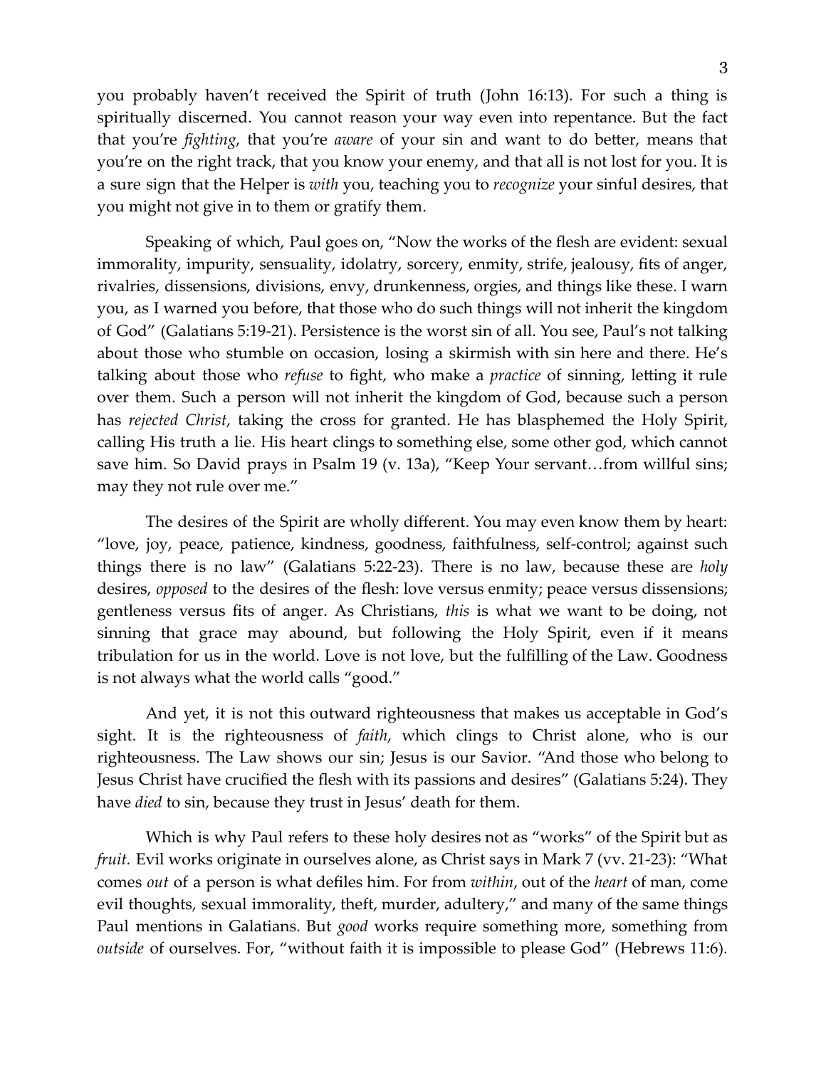you probably haven't received the Spirit of truth (John 16:13). For such a thing is spiritually discerned. You cannot reason your way even into repentance. But the fact that you're *fighting*, that you're *aware* of your sin and want to do better, means that you're on the right track, that you know your enemy, and that all is not lost for you. It is a sure sign that the Helper is *with* you, teaching you to *recognize* your sinful desires, that you might not give in to them or gratify them.

Speaking of which, Paul goes on, "Now the works of the flesh are evident: sexual immorality, impurity, sensuality, idolatry, sorcery, enmity, strife, jealousy, fits of anger, rivalries, dissensions, divisions, envy, drunkenness, orgies, and things like these. I warn you, as I warned you before, that those who do such things will not inherit the kingdom of God" (Galatians 5:19-21). Persistence is the worst sin of all. You see, Paul's not talking about those who stumble on occasion, losing a skirmish with sin here and there. He's talking about those who *refuse* to fight, who make a *practice* of sinning, letting it rule over them. Such a person will not inherit the kingdom of God, because such a person has *rejected Christ*, taking the cross for granted. He has blasphemed the Holy Spirit, calling His truth a lie. His heart clings to something else, some other god, which cannot save him. So David prays in Psalm 19 (v. 13a), "Keep Your servant…from willful sins; may they not rule over me."

The desires of the Spirit are wholly different. You may even know them by heart: "love, joy, peace, patience, kindness, goodness, faithfulness, self-control; against such things there is no law" (Galatians 5:22-23). There is no law, because these are *holy* desires, *opposed* to the desires of the flesh: love versus enmity; peace versus dissensions; gentleness versus fits of anger. As Christians, *this* is what we want to be doing, not sinning that grace may abound, but following the Holy Spirit, even if it means tribulation for us in the world. Love is not love, but the fulfilling of the Law. Goodness is not always what the world calls "good."

And yet, it is not this outward righteousness that makes us acceptable in God's sight. It is the righteousness of *faith*, which clings to Christ alone, who is our righteousness. The Law shows our sin; Jesus is our Savior. "And those who belong to Jesus Christ have crucified the flesh with its passions and desires" (Galatians 5:24). They have *died* to sin, because they trust in Jesus' death for them.

Which is why Paul refers to these holy desires not as "works" of the Spirit but as *fruit.* Evil works originate in ourselves alone, as Christ says in Mark 7 (vv. 21-23): "What comes *out* of a person is what defiles him. For from *within*, out of the *heart* of man, come evil thoughts, sexual immorality, theft, murder, adultery," and many of the same things Paul mentions in Galatians. But *good* works require something more, something from *outside* of ourselves. For, "without faith it is impossible to please God" (Hebrews 11:6).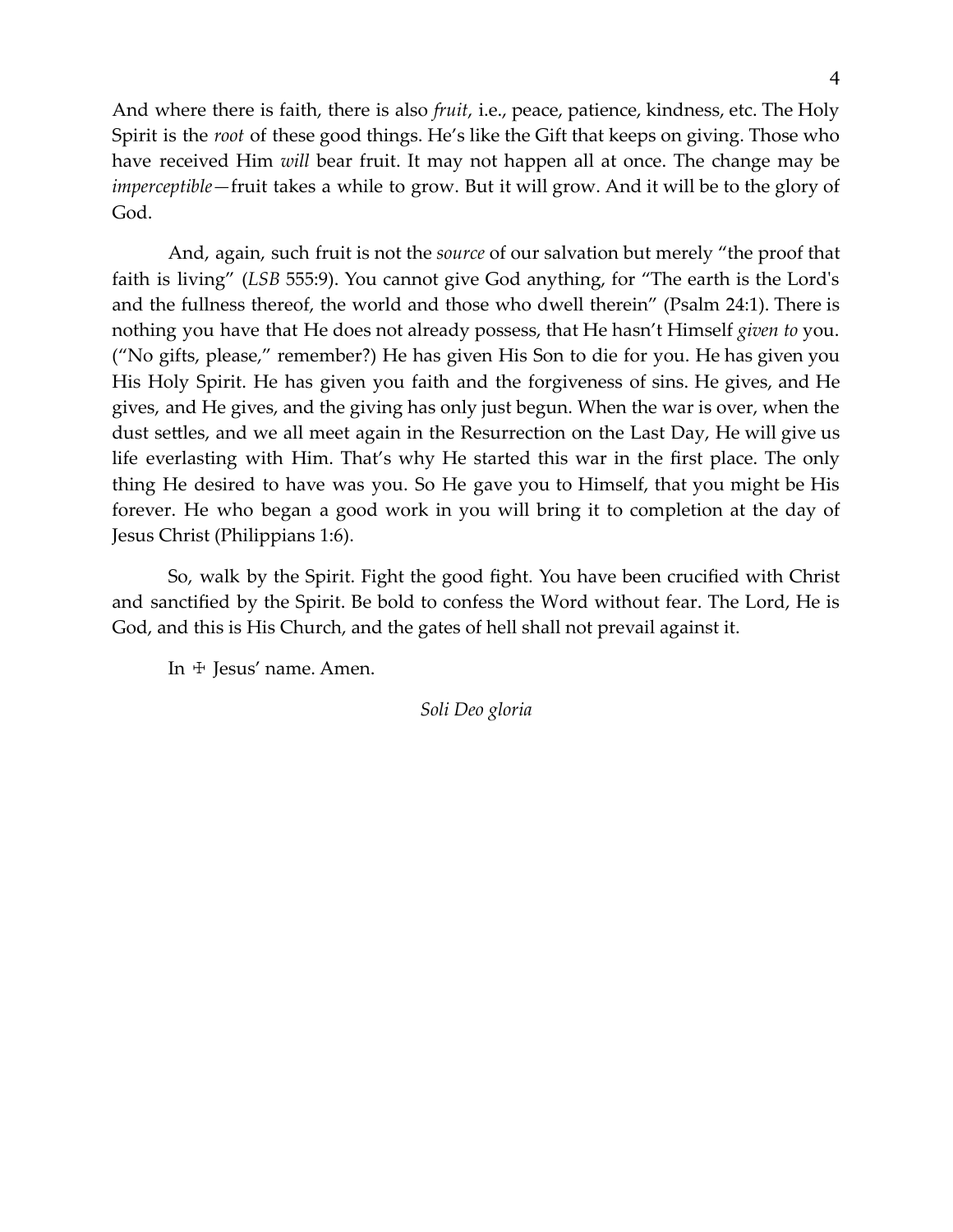And where there is faith, there is also *fruit*, i.e., peace, patience, kindness, etc. The Holy Spirit is the *root* of these good things. He's like the Gift that keeps on giving. Those who have received Him *will* bear fruit. It may not happen all at once. The change may be *imperceptible*—fruit takes a while to grow. But it will grow. And it will be to the glory of God.

And, again, such fruit is not the *source* of our salvation but merely "the proof that faith is living" (*LSB* 555:9). You cannot give God anything, for "The earth is the Lord's and the fullness thereof, the world and those who dwell therein" (Psalm 24:1). There is nothing you have that He does not already possess, that He hasn't Himself *given to* you. ("No gifts, please," remember?) He has given His Son to die for you. He has given you His Holy Spirit. He has given you faith and the forgiveness of sins. He gives, and He gives, and He gives, and the giving has only just begun. When the war is over, when the dust settles, and we all meet again in the Resurrection on the Last Day, He will give us life everlasting with Him. That's why He started this war in the first place. The only thing He desired to have was you. So He gave you to Himself, that you might be His forever. He who began a good work in you will bring it to completion at the day of Jesus Christ (Philippians 1:6).

So, walk by the Spirit. Fight the good fight. You have been crucified with Christ and sanctified by the Spirit. Be bold to confess the Word without fear. The Lord, He is God, and this is His Church, and the gates of hell shall not prevail against it.

In ☩ Jesus' name. Amen.

*Soli Deo gloria*